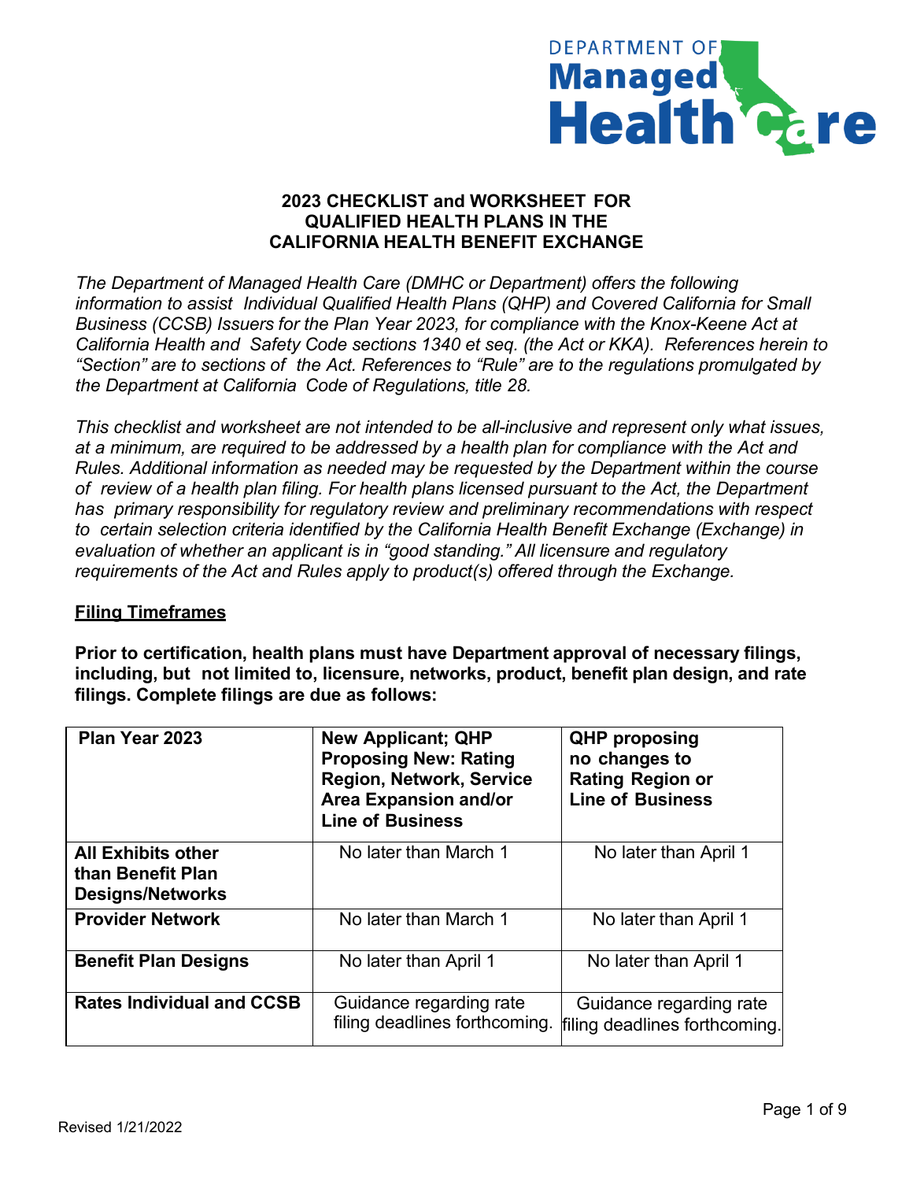# 2023 CHECKLIST and WORKSHEET FOR QUALIFIED HEALTH PLANS IN THE CALIFORNIA HEALTH BENEFIT EXCHANGE

*The Department of Managed Health Care (DMHC or Department) offers the following information to assist Individual Qualified Health Plans (QHP) and Covered California for Small Business (CCSB) Issuers for the Plan Year 2023, for compliance with the Knox-Keene Act at California Health and Safety Code sections 1340 et seq. (the Act or KKA). References herein to "Section" are to sections of the Act. References to "Rule" are to the regulations promulgated by the Department at California Code of Regulations, title 28.*

*This checklist and worksheet are not intended to be all-inclusive and represent only what issues, at a minimum, are required to be addressed by a health plan for compliance with the Act and Rules. Additional information as needed may be requested by the Department within the course of review of a health plan filing. For health plans licensed pursuant to the Act, the Department has primary responsibility for regulatory review and preliminary recommendations with respect to certain selection criteria identified by the California Health Benefit Exchange (Exchange) in evaluation of whether an applicant is in "good standing." All licensure and regulatory requirements of the Act and Rules apply to product(s) offered through the Exchange.*

## Filing Timeframes

**Prior to certification, health plans must have Department approval of necessary filings, including, but not limited to, licensure, networks, product, benefit plan design, and rate filings. Complete filings are due as follows:**

| Plan Year 2023 | New Applicant; QHP Proposing New: Rating Region, Network, Service Area Expansion and/or Line of Business | QHP proposing no changes to Rating Region or Line of Business |
|---|---|---|
| **All Exhibits other than Benefit Plan Designs/Networks** | No later than March 1 | No later than April 1 |
| **Provider Network** | No later than March 1 | No later than April 1 |
| **Benefit Plan Designs** | No later than April 1 | No later than April 1 |
| **Rates Individual and CCSB** | Guidance regarding rate filing deadlines forthcoming. | Guidance regarding rate filing deadlines forthcoming. |

Revised 1/21/2022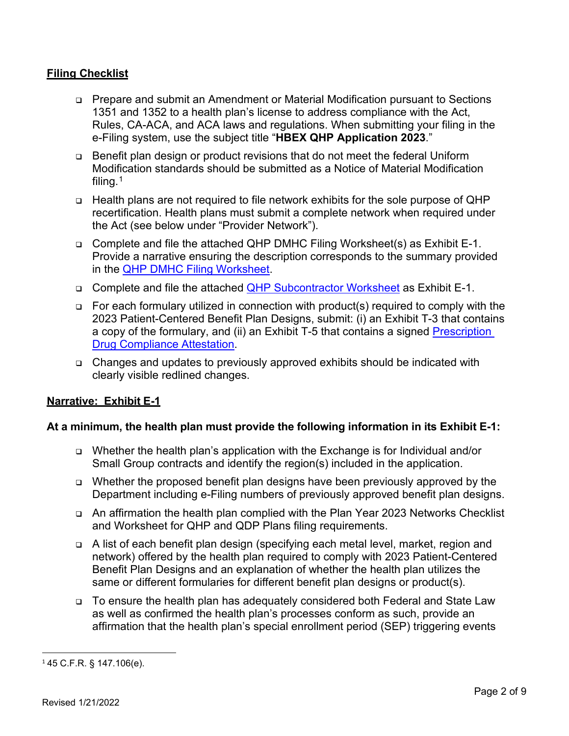## Filing Checklist

- Prepare and submit an Amendment or Material Modification pursuant to Sections 1351 and 1352 to a health plan's license to address compliance with the Act, Rules, CA-ACA, and ACA laws and regulations. When submitting your filing in the e-Filing system, use the subject title "**HBEX QHP Application 2023**."
- Benefit plan design or product revisions that do not meet the federal Uniform Modification standards should be submitted as a Notice of Material Modification filing.[1]
- Health plans are not required to file network exhibits for the sole purpose of QHP recertification. Health plans must submit a complete network when required under the Act (see below under "Provider Network").
- Complete and file the attached QHP DMHC Filing Worksheet(s) as Exhibit E-1. Provide a narrative ensuring the description corresponds to the summary provided in the QHP DMHC Filing Worksheet.
- Complete and file the attached QHP Subcontractor Worksheet as Exhibit E-1.
- For each formulary utilized in connection with product(s) required to comply with the 2023 Patient-Centered Benefit Plan Designs, submit: (i) an Exhibit T-3 that contains a copy of the formulary, and (ii) an Exhibit T-5 that contains a signed Prescription Drug Compliance Attestation.
- Changes and updates to previously approved exhibits should be indicated with clearly visible redlined changes.

## Narrative: Exhibit E-1

**At a minimum, the health plan must provide the following information in its Exhibit E-1:**

- Whether the health plan's application with the Exchange is for Individual and/or Small Group contracts and identify the region(s) included in the application.
- Whether the proposed benefit plan designs have been previously approved by the Department including e-Filing numbers of previously approved benefit plan designs.
- An affirmation the health plan complied with the Plan Year 2023 Networks Checklist and Worksheet for QHP and QDP Plans filing requirements.
- A list of each benefit plan design (specifying each metal level, market, region and network) offered by the health plan required to comply with 2023 Patient-Centered Benefit Plan Designs and an explanation of whether the health plan utilizes the same or different formularies for different benefit plan designs or product(s).
- To ensure the health plan has adequately considered both Federal and State Law as well as confirmed the health plan's processes conform as such, provide an affirmation that the health plan's special enrollment period (SEP) triggering events

[1] 45 C.F.R. § 147.106(e).

Revised 1/21/2022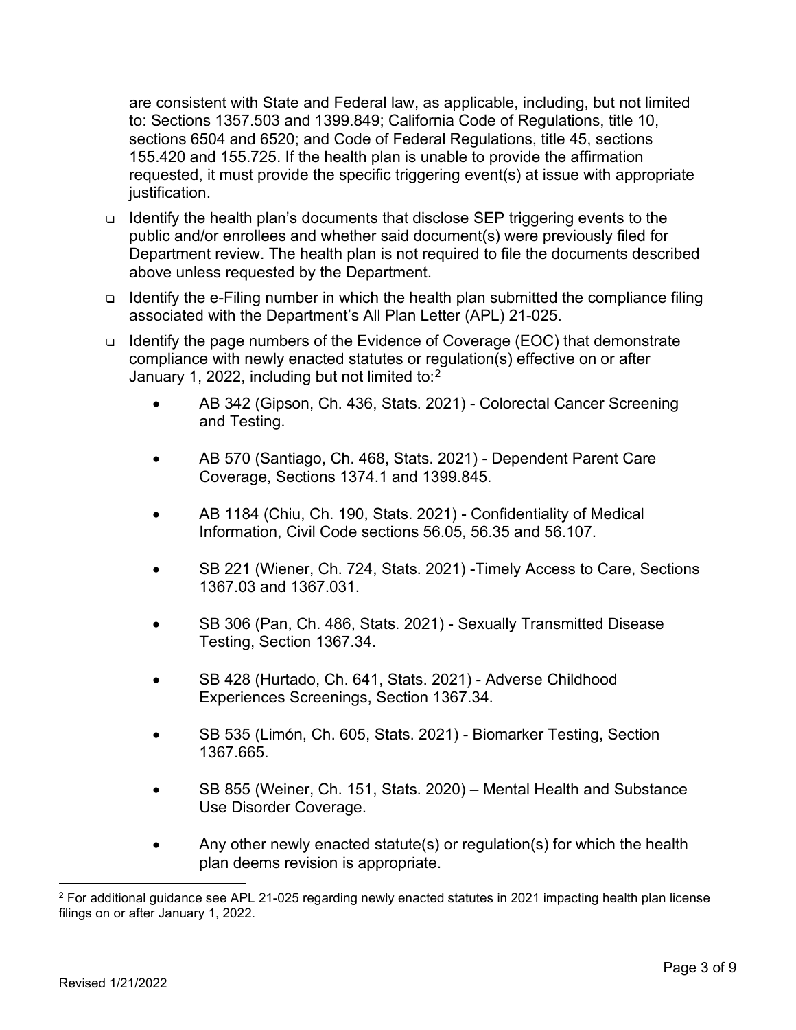are consistent with State and Federal law, as applicable, including, but not limited to: Sections 1357.503 and 1399.849; California Code of Regulations, title 10, sections 6504 and 6520; and Code of Federal Regulations, title 45, sections 155.420 and 155.725. If the health plan is unable to provide the affirmation requested, it must provide the specific triggering event(s) at issue with appropriate justification.

- Identify the health plan's documents that disclose SEP triggering events to the public and/or enrollees and whether said document(s) were previously filed for Department review. The health plan is not required to file the documents described above unless requested by the Department.
- Identify the e-Filing number in which the health plan submitted the compliance filing associated with the Department's All Plan Letter (APL) 21-025.
- Identify the page numbers of the Evidence of Coverage (EOC) that demonstrate compliance with newly enacted statutes or regulation(s) effective on or after January 1, 2022, including but not limited to:[2]
    - AB 342 (Gipson, Ch. 436, Stats. 2021) - Colorectal Cancer Screening and Testing.
    - AB 570 (Santiago, Ch. 468, Stats. 2021) - Dependent Parent Care Coverage, Sections 1374.1 and 1399.845.
    - AB 1184 (Chiu, Ch. 190, Stats. 2021) - Confidentiality of Medical Information, Civil Code sections 56.05, 56.35 and 56.107.
    - SB 221 (Wiener, Ch. 724, Stats. 2021) -Timely Access to Care, Sections 1367.03 and 1367.031.
    - SB 306 (Pan, Ch. 486, Stats. 2021) - Sexually Transmitted Disease Testing, Section 1367.34.
    - SB 428 (Hurtado, Ch. 641, Stats. 2021) - Adverse Childhood Experiences Screenings, Section 1367.34.
    - SB 535 (Limón, Ch. 605, Stats. 2021) - Biomarker Testing, Section 1367.665.
    - SB 855 (Weiner, Ch. 151, Stats. 2020) – Mental Health and Substance Use Disorder Coverage.
    - Any other newly enacted statute(s) or regulation(s) for which the health plan deems revision is appropriate.

[2] For additional guidance see APL 21-025 regarding newly enacted statutes in 2021 impacting health plan license filings on or after January 1, 2022.

Revised 1/21/2022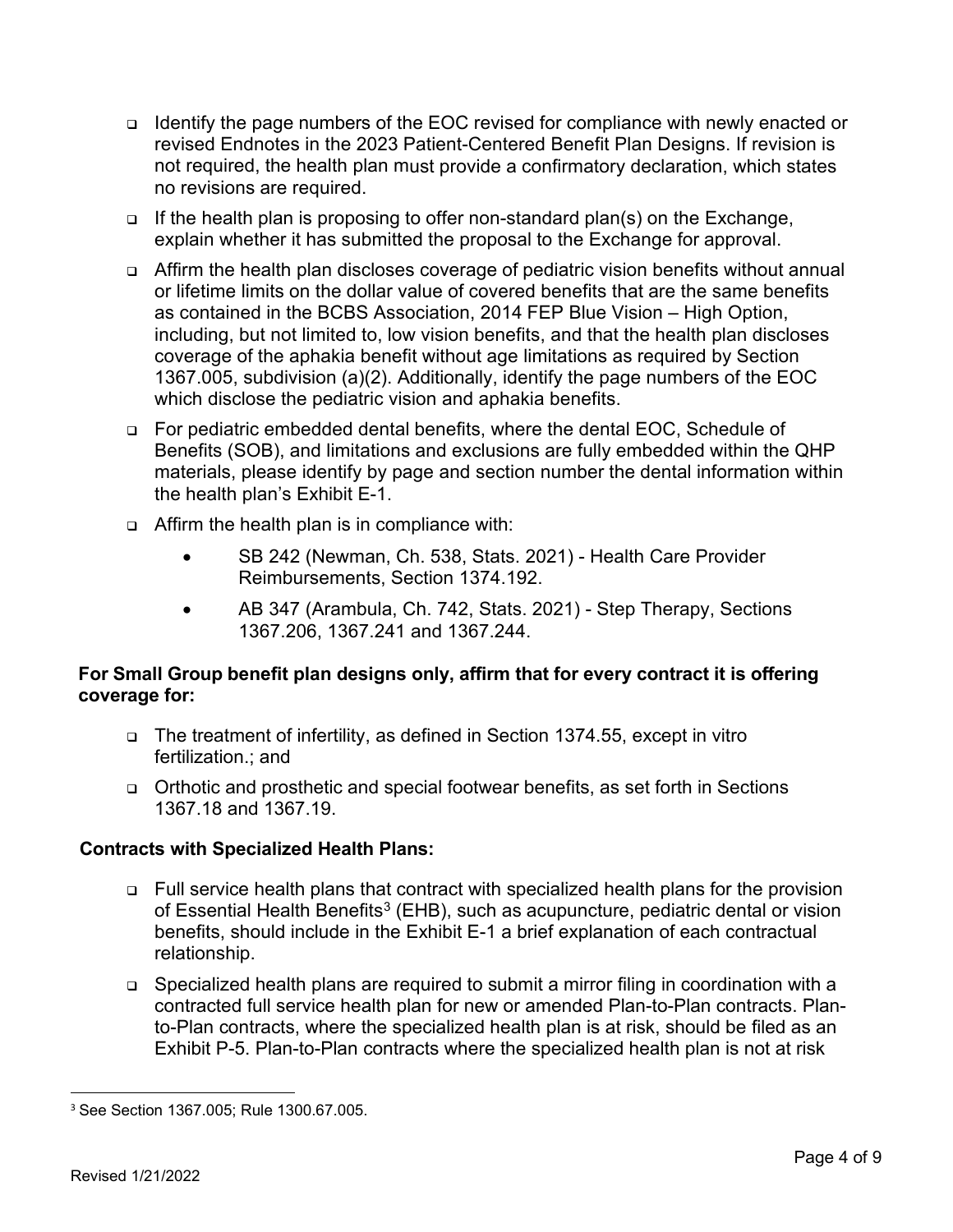- Identify the page numbers of the EOC revised for compliance with newly enacted or revised Endnotes in the 2023 Patient-Centered Benefit Plan Designs. If revision is not required, the health plan must provide a confirmatory declaration, which states no revisions are required.
- If the health plan is proposing to offer non-standard plan(s) on the Exchange, explain whether it has submitted the proposal to the Exchange for approval.
- Affirm the health plan discloses coverage of pediatric vision benefits without annual or lifetime limits on the dollar value of covered benefits that are the same benefits as contained in the BCBS Association, 2014 FEP Blue Vision – High Option, including, but not limited to, low vision benefits, and that the health plan discloses coverage of the aphakia benefit without age limitations as required by Section 1367.005, subdivision (a)(2). Additionally, identify the page numbers of the EOC which disclose the pediatric vision and aphakia benefits.
- For pediatric embedded dental benefits, where the dental EOC, Schedule of Benefits (SOB), and limitations and exclusions are fully embedded within the QHP materials, please identify by page and section number the dental information within the health plan's Exhibit E-1.
- Affirm the health plan is in compliance with:
  - SB 242 (Newman, Ch. 538, Stats. 2021) - Health Care Provider Reimbursements, Section 1374.192.
  - AB 347 (Arambula, Ch. 742, Stats. 2021) - Step Therapy, Sections 1367.206, 1367.241 and 1367.244.

**For Small Group benefit plan designs only, affirm that for every contract it is offering coverage for:**

- The treatment of infertility, as defined in Section 1374.55, except in vitro fertilization.; and
- Orthotic and prosthetic and special footwear benefits, as set forth in Sections 1367.18 and 1367.19.

**Contracts with Specialized Health Plans:**

- Full service health plans that contract with specialized health plans for the provision of Essential Health Benefits[3] (EHB), such as acupuncture, pediatric dental or vision benefits, should include in the Exhibit E-1 a brief explanation of each contractual relationship.
- Specialized health plans are required to submit a mirror filing in coordination with a contracted full service health plan for new or amended Plan-to-Plan contracts. Plan-to-Plan contracts, where the specialized health plan is at risk, should be filed as an Exhibit P-5. Plan-to-Plan contracts where the specialized health plan is not at risk

[3] See Section 1367.005; Rule 1300.67.005.

Revised 1/21/2022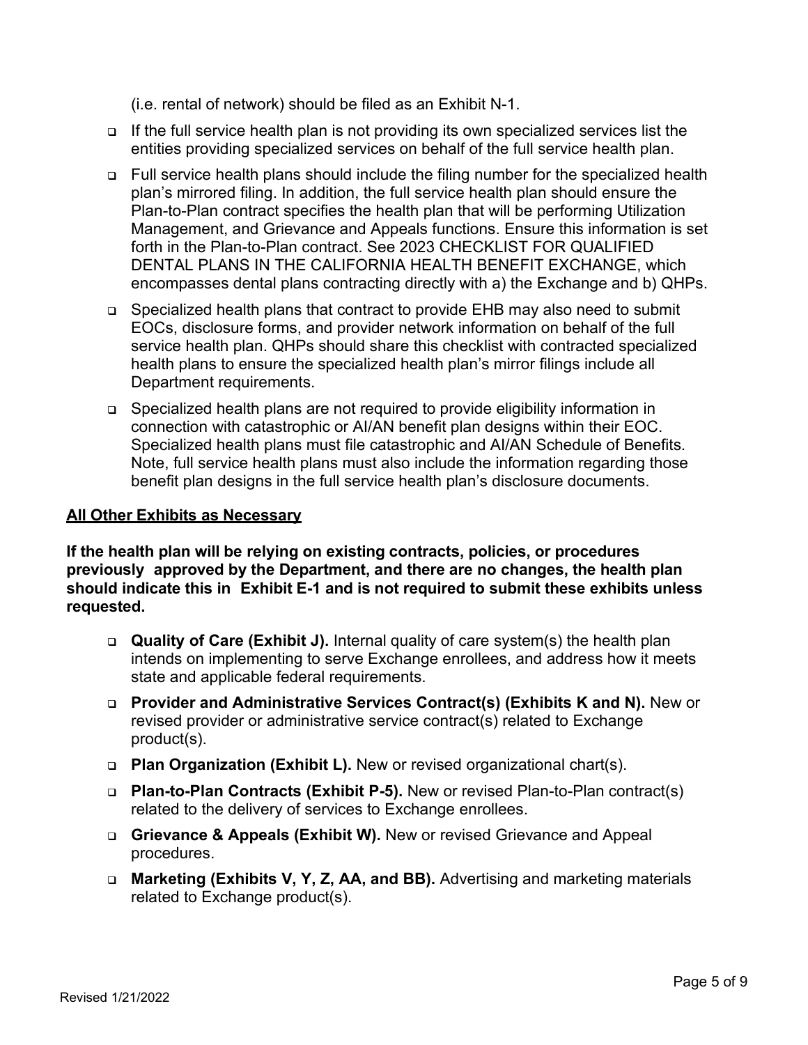(i.e. rental of network) should be filed as an Exhibit N-1.

- If the full service health plan is not providing its own specialized services list the entities providing specialized services on behalf of the full service health plan.
- Full service health plans should include the filing number for the specialized health plan's mirrored filing. In addition, the full service health plan should ensure the Plan-to-Plan contract specifies the health plan that will be performing Utilization Management, and Grievance and Appeals functions. Ensure this information is set forth in the Plan-to-Plan contract. See 2023 CHECKLIST FOR QUALIFIED DENTAL PLANS IN THE CALIFORNIA HEALTH BENEFIT EXCHANGE, which encompasses dental plans contracting directly with a) the Exchange and b) QHPs.
- Specialized health plans that contract to provide EHB may also need to submit EOCs, disclosure forms, and provider network information on behalf of the full service health plan. QHPs should share this checklist with contracted specialized health plans to ensure the specialized health plan's mirror filings include all Department requirements.
- Specialized health plans are not required to provide eligibility information in connection with catastrophic or AI/AN benefit plan designs within their EOC. Specialized health plans must file catastrophic and AI/AN Schedule of Benefits. Note, full service health plans must also include the information regarding those benefit plan designs in the full service health plan's disclosure documents.

**All Other Exhibits as Necessary**

**If the health plan will be relying on existing contracts, policies, or procedures previously approved by the Department, and there are no changes, the health plan should indicate this in Exhibit E-1 and is not required to submit these exhibits unless requested.**

- **Quality of Care (Exhibit J).** Internal quality of care system(s) the health plan intends on implementing to serve Exchange enrollees, and address how it meets state and applicable federal requirements.
- **Provider and Administrative Services Contract(s) (Exhibits K and N).** New or revised provider or administrative service contract(s) related to Exchange product(s).
- **Plan Organization (Exhibit L).** New or revised organizational chart(s).
- **Plan-to-Plan Contracts (Exhibit P-5).** New or revised Plan-to-Plan contract(s) related to the delivery of services to Exchange enrollees.
- **Grievance & Appeals (Exhibit W).** New or revised Grievance and Appeal procedures.
- **Marketing (Exhibits V, Y, Z, AA, and BB).** Advertising and marketing materials related to Exchange product(s).

Revised 1/21/2022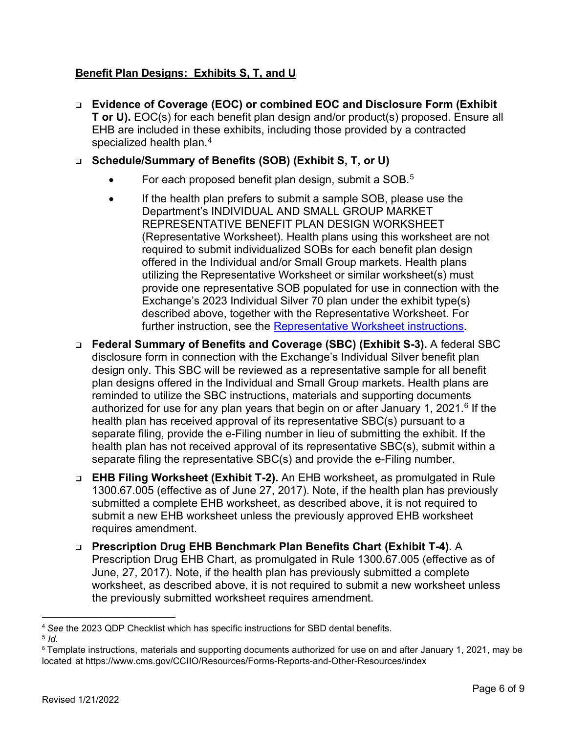**Benefit Plan Designs: Exhibits S, T, and U**

- **Evidence of Coverage (EOC) or combined EOC and Disclosure Form (Exhibit T or U).** EOC(s) for each benefit plan design and/or product(s) proposed. Ensure all EHB are included in these exhibits, including those provided by a contracted specialized health plan.[4]
- **Schedule/Summary of Benefits (SOB) (Exhibit S, T, or U)**
  - For each proposed benefit plan design, submit a SOB.[5]
  - If the health plan prefers to submit a sample SOB, please use the Department's INDIVIDUAL AND SMALL GROUP MARKET REPRESENTATIVE BENEFIT PLAN DESIGN WORKSHEET (Representative Worksheet). Health plans using this worksheet are not required to submit individualized SOBs for each benefit plan design offered in the Individual and/or Small Group markets. Health plans utilizing the Representative Worksheet or similar worksheet(s) must provide one representative SOB populated for use in connection with the Exchange's 2023 Individual Silver 70 plan under the exhibit type(s) described above, together with the Representative Worksheet. For further instruction, see the Representative Worksheet instructions.
- **Federal Summary of Benefits and Coverage (SBC) (Exhibit S-3).** A federal SBC disclosure form in connection with the Exchange's Individual Silver benefit plan design only. This SBC will be reviewed as a representative sample for all benefit plan designs offered in the Individual and Small Group markets. Health plans are reminded to utilize the SBC instructions, materials and supporting documents authorized for use for any plan years that begin on or after January 1, 2021.[6] If the health plan has received approval of its representative SBC(s) pursuant to a separate filing, provide the e-Filing number in lieu of submitting the exhibit. If the health plan has not received approval of its representative SBC(s), submit within a separate filing the representative SBC(s) and provide the e-Filing number.
- **EHB Filing Worksheet (Exhibit T-2).** An EHB worksheet, as promulgated in Rule 1300.67.005 (effective as of June 27, 2017). Note, if the health plan has previously submitted a complete EHB worksheet, as described above, it is not required to submit a new EHB worksheet unless the previously approved EHB worksheet requires amendment.
- **Prescription Drug EHB Benchmark Plan Benefits Chart (Exhibit T-4).** A Prescription Drug EHB Chart, as promulgated in Rule 1300.67.005 (effective as of June, 27, 2017). Note, if the health plan has previously submitted a complete worksheet, as described above, it is not required to submit a new worksheet unless the previously submitted worksheet requires amendment.

---

[4] *See* the 2023 QDP Checklist which has specific instructions for SBD dental benefits.

[5] *Id.*

[6] Template instructions, materials and supporting documents authorized for use on and after January 1, 2021, may be located at https://www.cms.gov/CCIIO/Resources/Forms-Reports-and-Other-Resources/index

Revised 1/21/2022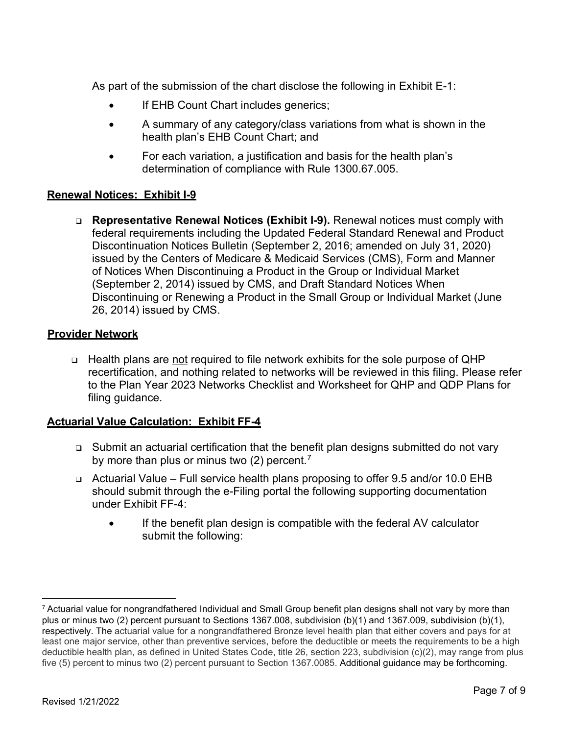As part of the submission of the chart disclose the following in Exhibit E-1:

- If EHB Count Chart includes generics;
- A summary of any category/class variations from what is shown in the health plan's EHB Count Chart; and
- For each variation, a justification and basis for the health plan's determination of compliance with Rule 1300.67.005.

**Renewal Notices: Exhibit I-9**

- **Representative Renewal Notices (Exhibit I-9).** Renewal notices must comply with federal requirements including the Updated Federal Standard Renewal and Product Discontinuation Notices Bulletin (September 2, 2016; amended on July 31, 2020) issued by the Centers of Medicare & Medicaid Services (CMS), Form and Manner of Notices When Discontinuing a Product in the Group or Individual Market (September 2, 2014) issued by CMS, and Draft Standard Notices When Discontinuing or Renewing a Product in the Small Group or Individual Market (June 26, 2014) issued by CMS.

**Provider Network**

- Health plans are not required to file network exhibits for the sole purpose of QHP recertification, and nothing related to networks will be reviewed in this filing. Please refer to the Plan Year 2023 Networks Checklist and Worksheet for QHP and QDP Plans for filing guidance.

**Actuarial Value Calculation: Exhibit FF-4**

- Submit an actuarial certification that the benefit plan designs submitted do not vary by more than plus or minus two (2) percent.[7]
- Actuarial Value – Full service health plans proposing to offer 9.5 and/or 10.0 EHB should submit through the e-Filing portal the following supporting documentation under Exhibit FF-4:
  - If the benefit plan design is compatible with the federal AV calculator submit the following:

---

[7] Actuarial value for nongrandfathered Individual and Small Group benefit plan designs shall not vary by more than plus or minus two (2) percent pursuant to Sections 1367.008, subdivision (b)(1) and 1367.009, subdivision (b)(1), respectively. The actuarial value for a nongrandfathered Bronze level health plan that either covers and pays for at least one major service, other than preventive services, before the deductible or meets the requirements to be a high deductible health plan, as defined in United States Code, title 26, section 223, subdivision (c)(2), may range from plus five (5) percent to minus two (2) percent pursuant to Section 1367.0085. Additional guidance may be forthcoming.

Revised 1/21/2022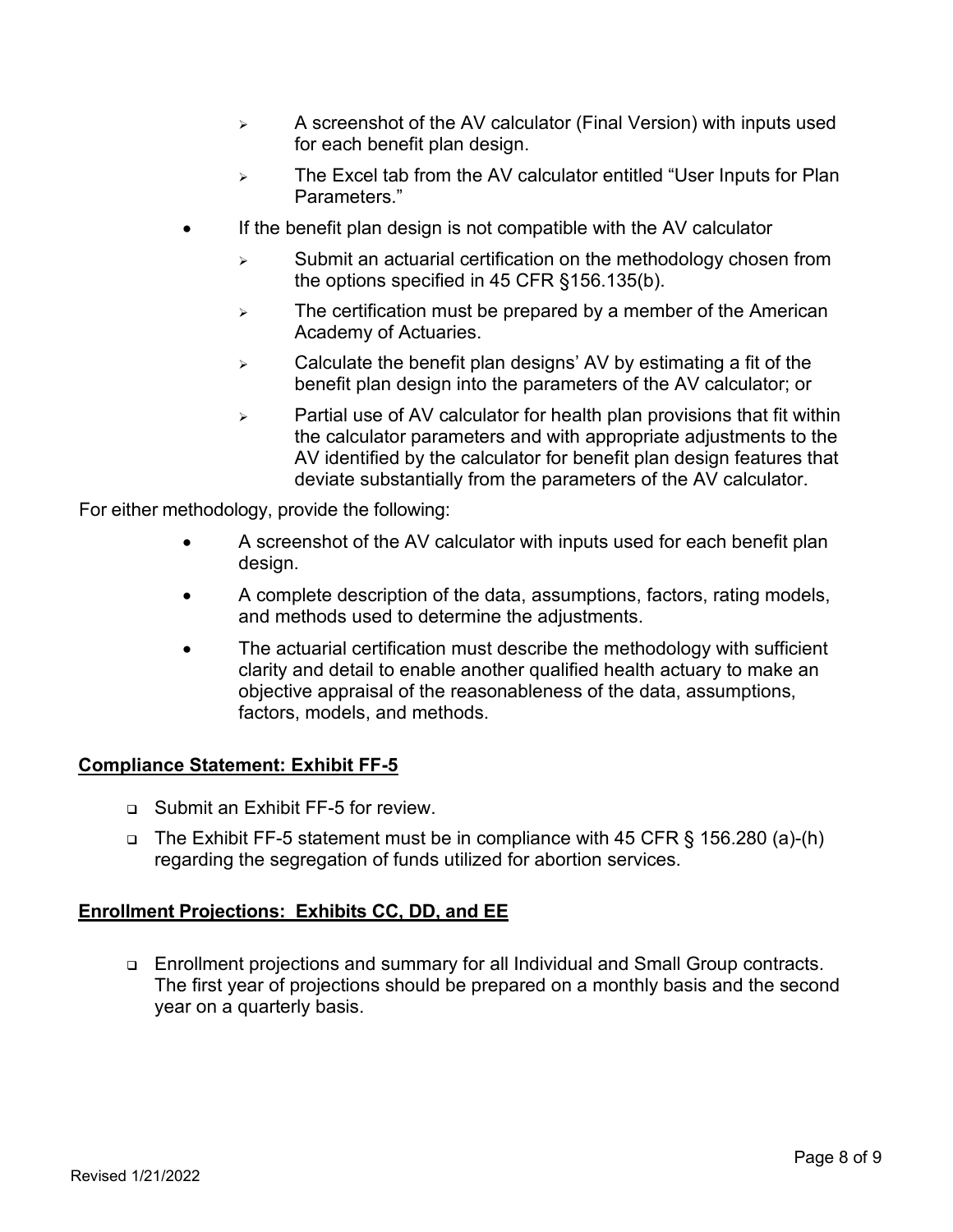- A screenshot of the AV calculator (Final Version) with inputs used for each benefit plan design.
    - The Excel tab from the AV calculator entitled “User Inputs for Plan Parameters.”
- If the benefit plan design is not compatible with the AV calculator
    - Submit an actuarial certification on the methodology chosen from the options specified in 45 CFR §156.135(b).
    - The certification must be prepared by a member of the American Academy of Actuaries.
    - Calculate the benefit plan designs’ AV by estimating a fit of the benefit plan design into the parameters of the AV calculator; or
    - Partial use of AV calculator for health plan provisions that fit within the calculator parameters and with appropriate adjustments to the AV identified by the calculator for benefit plan design features that deviate substantially from the parameters of the AV calculator.

For either methodology, provide the following:

- A screenshot of the AV calculator with inputs used for each benefit plan design.
- A complete description of the data, assumptions, factors, rating models, and methods used to determine the adjustments.
- The actuarial certification must describe the methodology with sufficient clarity and detail to enable another qualified health actuary to make an objective appraisal of the reasonableness of the data, assumptions, factors, models, and methods.

**Compliance Statement: Exhibit FF-5**

- Submit an Exhibit FF-5 for review.
- The Exhibit FF-5 statement must be in compliance with 45 CFR § 156.280 (a)-(h) regarding the segregation of funds utilized for abortion services.

**Enrollment Projections: Exhibits CC, DD, and EE**

- Enrollment projections and summary for all Individual and Small Group contracts. The first year of projections should be prepared on a monthly basis and the second year on a quarterly basis.

Revised 1/21/2022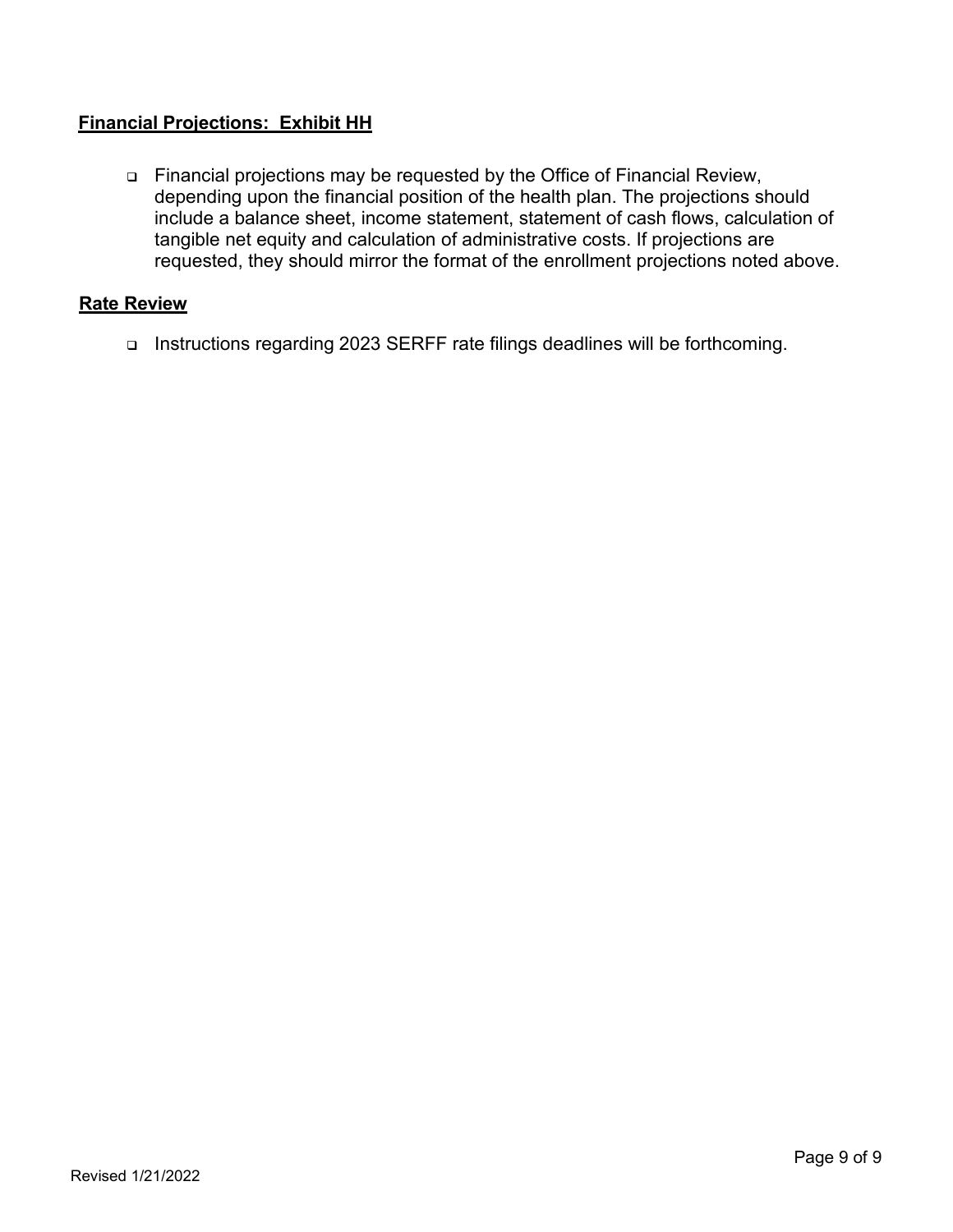**Financial Projections: Exhibit HH**

- Financial projections may be requested by the Office of Financial Review, depending upon the financial position of the health plan. The projections should include a balance sheet, income statement, statement of cash flows, calculation of tangible net equity and calculation of administrative costs. If projections are requested, they should mirror the format of the enrollment projections noted above.

**Rate Review**

- Instructions regarding 2023 SERFF rate filings deadlines will be forthcoming.